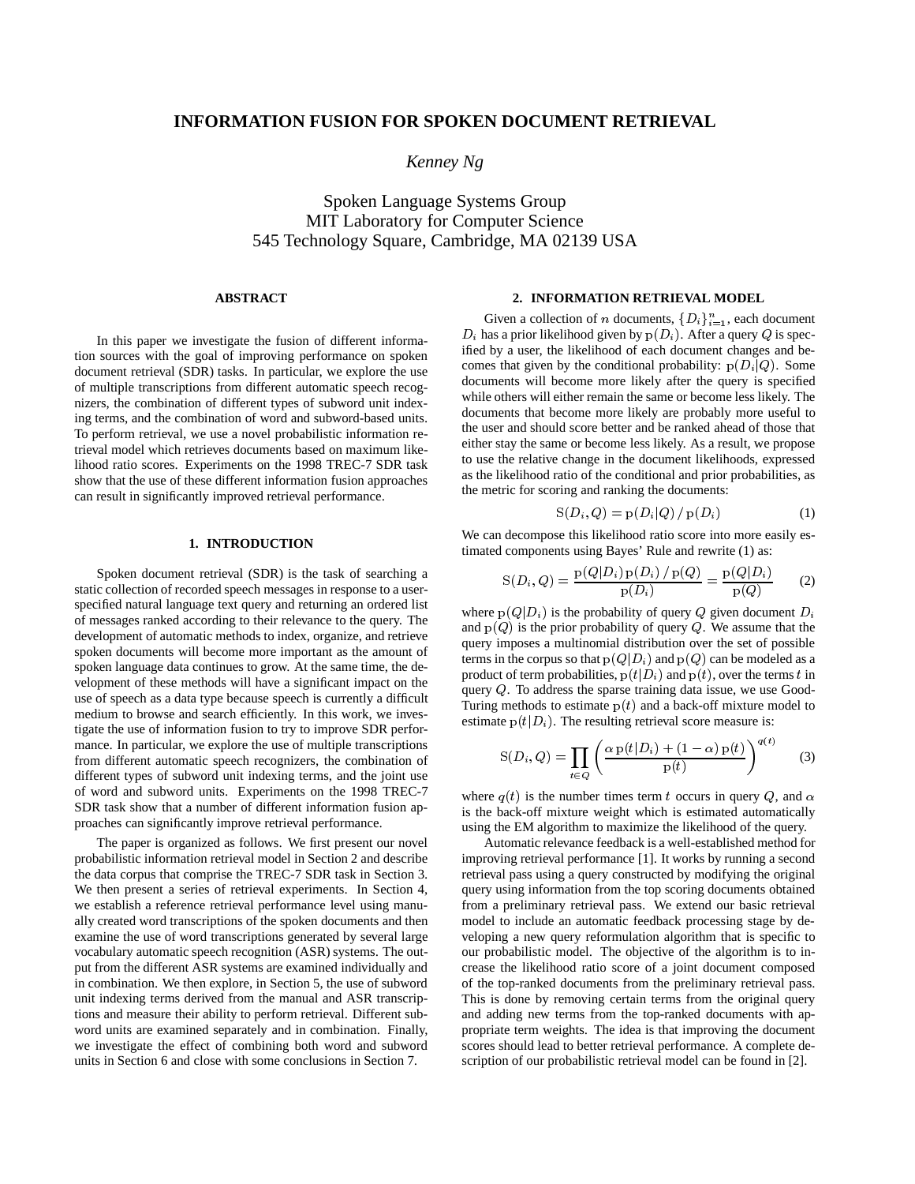# INFORMATION FUSION FOR SPOKEN DOCUMENT RETRIEVAL

*Kenney Ng*

Spoken Language Systems Group
MIT Laboratory for Computer Science
545 Technology Square, Cambridge, MA 02139 USA

### ABSTRACT

In this paper we investigate the fusion of different information sources with the goal of improving performance on spoken document retrieval (SDR) tasks. In particular, we explore the use of multiple transcriptions from different automatic speech recognizers, the combination of different types of subword unit indexing terms, and the combination of word and subword-based units. To perform retrieval, we use a novel probabilistic information retrieval model which retrieves documents based on maximum likelihood ratio scores. Experiments on the 1998 TREC-7 SDR task show that the use of these different information fusion approaches can result in significantly improved retrieval performance.

## 1. INTRODUCTION

Spoken document retrieval (SDR) is the task of searching a static collection of recorded speech messages in response to a user-specified natural language text query and returning an ordered list of messages ranked according to their relevance to the query. The development of automatic methods to index, organize, and retrieve spoken documents will become more important as the amount of spoken language data continues to grow. At the same time, the development of these methods will have a significant impact on the use of speech as a data type because speech is currently a difficult medium to browse and search efficiently. In this work, we investigate the use of information fusion to try to improve SDR performance. In particular, we explore the use of multiple transcriptions from different automatic speech recognizers, the combination of different types of subword unit indexing terms, and the joint use of word and subword units. Experiments on the 1998 TREC-7 SDR task show that a number of different information fusion approaches can significantly improve retrieval performance.

The paper is organized as follows. We first present our novel probabilistic information retrieval model in Section 2 and describe the data corpus that comprise the TREC-7 SDR task in Section 3. We then present a series of retrieval experiments. In Section 4, we establish a reference retrieval performance level using manually created word transcriptions of the spoken documents and then examine the use of word transcriptions generated by several large vocabulary automatic speech recognition (ASR) systems. The output from the different ASR systems are examined individually and in combination. We then explore, in Section 5, the use of subword unit indexing terms derived from the manual and ASR transcriptions and measure their ability to perform retrieval. Different subword units are examined separately and in combination. Finally, we investigate the effect of combining both word and subword units in Section 6 and close with some conclusions in Section 7.

## 2. INFORMATION RETRIEVAL MODEL

Given a collection of $n$ documents, $\{D_i\}_{i=1}^n$, each document $D_i$ has a prior likelihood given by $\mathrm{p}(D_i)$. After a query $Q$ is specified by a user, the likelihood of each document changes and becomes that given by the conditional probability: $\mathrm{p}(D_i|Q)$. Some documents will become more likely after the query is specified while others will either remain the same or become less likely. The documents that become more likely are probably more useful to the user and should score better and be ranked ahead of those that either stay the same or become less likely. As a result, we propose to use the relative change in the document likelihoods, expressed as the likelihood ratio of the conditional and prior probabilities, as the metric for scoring and ranking the documents:

$$\mathrm{S}(D_i, Q) = \mathrm{p}(D_i|Q) \,/\, \mathrm{p}(D_i) \qquad (1)$$

We can decompose this likelihood ratio score into more easily estimated components using Bayes' Rule and rewrite (1) as:

$$\mathrm{S}(D_i, Q) = \frac{\mathrm{p}(Q|D_i)\,\mathrm{p}(D_i) \,/\, \mathrm{p}(Q)}{\mathrm{p}(D_i)} = \frac{\mathrm{p}(Q|D_i)}{\mathrm{p}(Q)} \qquad (2)$$

where $\mathrm{p}(Q|D_i)$ is the probability of query $Q$ given document $D_i$ and $\mathrm{p}(Q)$ is the prior probability of query $Q$. We assume that the query imposes a multinomial distribution over the set of possible terms in the corpus so that $\mathrm{p}(Q|D_i)$ and $\mathrm{p}(Q)$ can be modeled as a product of term probabilities, $\mathrm{p}(t|D_i)$ and $\mathrm{p}(t)$, over the terms $t$ in query $Q$. To address the sparse training data issue, we use Good-Turing methods to estimate $\mathrm{p}(t)$ and a back-off mixture model to estimate $\mathrm{p}(t|D_i)$. The resulting retrieval score measure is:

$$\mathrm{S}(D_i, Q) = \prod_{t \in Q} \left( \frac{\alpha\, \mathrm{p}(t|D_i) + (1-\alpha)\, \mathrm{p}(t)}{\mathrm{p}(t)} \right)^{q(t)} \qquad (3)$$

where $q(t)$ is the number times term $t$ occurs in query $Q$, and $\alpha$ is the back-off mixture weight which is estimated automatically using the EM algorithm to maximize the likelihood of the query.

Automatic relevance feedback is a well-established method for improving retrieval performance [1]. It works by running a second retrieval pass using a query constructed by modifying the original query using information from the top scoring documents obtained from a preliminary retrieval pass. We extend our basic retrieval model to include an automatic feedback processing stage by developing a new query reformulation algorithm that is specific to our probabilistic model. The objective of the algorithm is to increase the likelihood ratio score of a joint document composed of the top-ranked documents from the preliminary retrieval pass. This is done by removing certain terms from the original query and adding new terms from the top-ranked documents with appropriate term weights. The idea is that improving the document scores should lead to better retrieval performance. A complete description of our probabilistic retrieval model can be found in [2].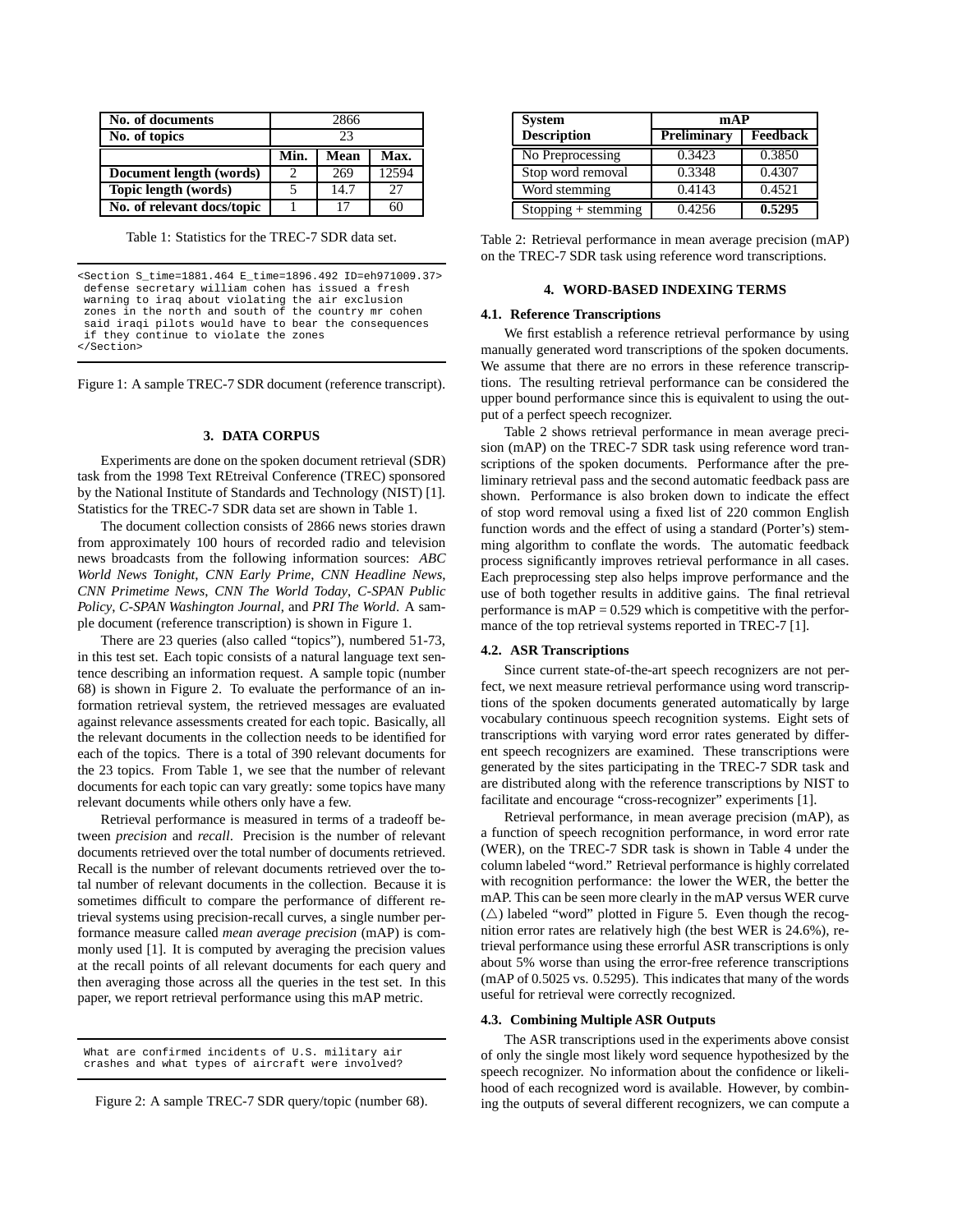| No. of documents | 2866 | | |
|---|---|---|---|
| No. of topics | 23 | | |
| | Min. | Mean | Max. |
| **Document length (words)** | 2 | 269 | 12594 |
| **Topic length (words)** | 5 | 14.7 | 27 |
| **No. of relevant docs/topic** | 1 | 17 | 60 |

Table 1: Statistics for the TREC-7 SDR data set.

```
<Section S_time=1881.464 E_time=1896.492 ID=eh971009.37>
 defense secretary william cohen has issued a fresh
 warning to iraq about violating the air exclusion
 zones in the north and south of the country mr cohen
 said iraqi pilots would have to bear the consequences
 if they continue to violate the zones
</Section>
```

Figure 1: A sample TREC-7 SDR document (reference transcript).

## 3. DATA CORPUS

Experiments are done on the spoken document retrieval (SDR) task from the 1998 Text REtreival Conference (TREC) sponsored by the National Institute of Standards and Technology (NIST) [1]. Statistics for the TREC-7 SDR data set are shown in Table 1.

The document collection consists of 2866 news stories drawn from approximately 100 hours of recorded radio and television news broadcasts from the following information sources: *ABC World News Tonight*, *CNN Early Prime*, *CNN Headline News*, *CNN Primetime News*, *CNN The World Today*, *C-SPAN Public Policy*, *C-SPAN Washington Journal*, and *PRI The World*. A sample document (reference transcription) is shown in Figure 1.

There are 23 queries (also called "topics"), numbered 51-73, in this test set. Each topic consists of a natural language text sentence describing an information request. A sample topic (number 68) is shown in Figure 2. To evaluate the performance of an information retrieval system, the retrieved messages are evaluated against relevance assessments created for each topic. Basically, all the relevant documents in the collection needs to be identified for each of the topics. There is a total of 390 relevant documents for the 23 topics. From Table 1, we see that the number of relevant documents for each topic can vary greatly: some topics have many relevant documents while others only have a few.

Retrieval performance is measured in terms of a tradeoff between *precision* and *recall*. Precision is the number of relevant documents retrieved over the total number of documents retrieved. Recall is the number of relevant documents retrieved over the total number of relevant documents in the collection. Because it is sometimes difficult to compare the performance of different retrieval systems using precision-recall curves, a single number performance measure called *mean average precision* (mAP) is commonly used [1]. It is computed by averaging the precision values at the recall points of all relevant documents for each query and then averaging those across all the queries in the test set. In this paper, we report retrieval performance using this mAP metric.

```
What are confirmed incidents of U.S. military air
crashes and what types of aircraft were involved?
```

Figure 2: A sample TREC-7 SDR query/topic (number 68).

| System Description | mAP | |
|---|---|---|
| | **Preliminary** | **Feedback** |
| No Preprocessing | 0.3423 | 0.3850 |
| Stop word removal | 0.3348 | 0.4307 |
| Word stemming | 0.4143 | 0.4521 |
| Stopping + stemming | 0.4256 | **0.5295** |

Table 2: Retrieval performance in mean average precision (mAP) on the TREC-7 SDR task using reference word transcriptions.

## 4. WORD-BASED INDEXING TERMS

### 4.1. Reference Transcriptions

We first establish a reference retrieval performance by using manually generated word transcriptions of the spoken documents. We assume that there are no errors in these reference transcriptions. The resulting retrieval performance can be considered the upper bound performance since this is equivalent to using the output of a perfect speech recognizer.

Table 2 shows retrieval performance in mean average precision (mAP) on the TREC-7 SDR task using reference word transcriptions of the spoken documents. Performance after the preliminary retrieval pass and the second automatic feedback pass are shown. Performance is also broken down to indicate the effect of stop word removal using a fixed list of 220 common English function words and the effect of using a standard (Porter's) stemming algorithm to conflate the words. The automatic feedback process significantly improves retrieval performance in all cases. Each preprocessing step also helps improve performance and the use of both together results in additive gains. The final retrieval performance is mAP = 0.529 which is competitive with the performance of the top retrieval systems reported in TREC-7 [1].

### 4.2. ASR Transcriptions

Since current state-of-the-art speech recognizers are not perfect, we next measure retrieval performance using word transcriptions of the spoken documents generated automatically by large vocabulary continuous speech recognition systems. Eight sets of transcriptions with varying word error rates generated by different speech recognizers are examined. These transcriptions were generated by the sites participating in the TREC-7 SDR task and are distributed along with the reference transcriptions by NIST to facilitate and encourage "cross-recognizer" experiments [1].

Retrieval performance, in mean average precision (mAP), as a function of speech recognition performance, in word error rate (WER), on the TREC-7 SDR task is shown in Table 4 under the column labeled "word." Retrieval performance is highly correlated with recognition performance: the lower the WER, the better the mAP. This can be seen more clearly in the mAP versus WER curve ($\triangle$) labeled "word" plotted in Figure 5. Even though the recognition error rates are relatively high (the best WER is 24.6%), retrieval performance using these errorful ASR transcriptions is only about 5% worse than using the error-free reference transcriptions (mAP of 0.5025 vs. 0.5295). This indicates that many of the words useful for retrieval were correctly recognized.

### 4.3. Combining Multiple ASR Outputs

The ASR transcriptions used in the experiments above consist of only the single most likely word sequence hypothesized by the speech recognizer. No information about the confidence or likelihood of each recognized word is available. However, by combining the outputs of several different recognizers, we can compute a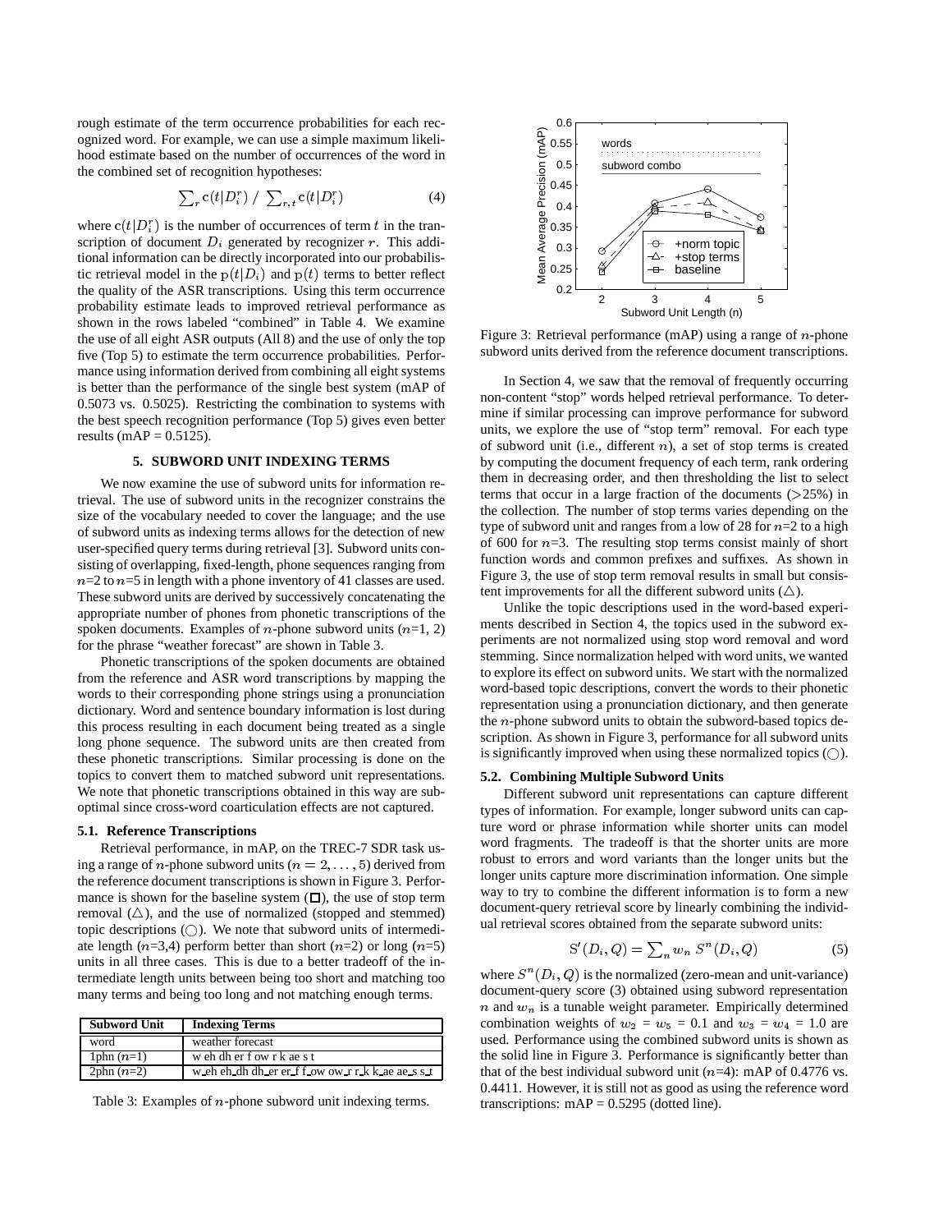rough estimate of the term occurrence probabilities for each recognized word. For example, we can use a simple maximum likelihood estimate based on the number of occurrences of the word in the combined set of recognition hypotheses:

$$\sum_r \mathrm{c}(t|D_i^r) \;/\; \sum_{r,t} \mathrm{c}(t|D_i^r) \qquad (4)$$

where $\mathrm{c}(t|D_i^r)$ is the number of occurrences of term $t$ in the transcription of document $D_i$ generated by recognizer $r$. This additional information can be directly incorporated into our probabilistic retrieval model in the $\mathrm{p}(t|D_i)$ and $\mathrm{p}(t)$ terms to better reflect the quality of the ASR transcriptions. Using this term occurrence probability estimate leads to improved retrieval performance as shown in the rows labeled "combined" in Table 4. We examine the use of all eight ASR outputs (All 8) and the use of only the top five (Top 5) to estimate the term occurrence probabilities. Performance using information derived from combining all eight systems is better than the performance of the single best system (mAP of 0.5073 vs. 0.5025). Restricting the combination to systems with the best speech recognition performance (Top 5) gives even better results (mAP = 0.5125).

## 5. SUBWORD UNIT INDEXING TERMS

We now examine the use of subword units for information retrieval. The use of subword units in the recognizer constrains the size of the vocabulary needed to cover the language; and the use of subword units as indexing terms allows for the detection of new user-specified query terms during retrieval [3]. Subword units consisting of overlapping, fixed-length, phone sequences ranging from $n$=2 to $n$=5 in length with a phone inventory of 41 classes are used. These subword units are derived by successively concatenating the appropriate number of phones from phonetic transcriptions of the spoken documents. Examples of $n$-phone subword units ($n$=1, 2) for the phrase "weather forecast" are shown in Table 3.

Phonetic transcriptions of the spoken documents are obtained from the reference and ASR word transcriptions by mapping the words to their corresponding phone strings using a pronunciation dictionary. Word and sentence boundary information is lost during this process resulting in each document being treated as a single long phone sequence. The subword units are then created from these phonetic transcriptions. Similar processing is done on the topics to convert them to matched subword unit representations. We note that phonetic transcriptions obtained in this way are suboptimal since cross-word coarticulation effects are not captured.

### 5.1. Reference Transcriptions

Retrieval performance, in mAP, on the TREC-7 SDR task using a range of $n$-phone subword units ($n = 2, \ldots, 5$) derived from the reference document transcriptions is shown in Figure 3. Performance is shown for the baseline system (□), the use of stop term removal (△), and the use of normalized (stopped and stemmed) topic descriptions (○). We note that subword units of intermediate length ($n$=3,4) perform better than short ($n$=2) or long ($n$=5) units in all three cases. This is due to a better tradeoff of the intermediate length units between being too short and matching too many terms and being too long and not matching enough terms.

| Subword Unit | Indexing Terms |
|---|---|
| word | weather forecast |
| 1phn ($n$=1) | w eh dh er f ow r k ae s t |
| 2phn ($n$=2) | w_eh eh_dh dh_er er_f f_ow ow_r r_k k_ae ae_s s_t |

Table 3: Examples of $n$-phone subword unit indexing terms.

Figure 3: Retrieval performance (mAP) using a range of $n$-phone subword units derived from the reference document transcriptions.

In Section 4, we saw that the removal of frequently occurring non-content "stop" words helped retrieval performance. To determine if similar processing can improve performance for subword units, we explore the use of "stop term" removal. For each type of subword unit (i.e., different $n$), a set of stop terms is created by computing the document frequency of each term, rank ordering them in decreasing order, and then thresholding the list to select terms that occur in a large fraction of the documents (>25%) in the collection. The number of stop terms varies depending on the type of subword unit and ranges from a low of 28 for $n$=2 to a high of 600 for $n$=3. The resulting stop terms consist mainly of short function words and common prefixes and suffixes. As shown in Figure 3, the use of stop term removal results in small but consistent improvements for all the different subword units (△).

Unlike the topic descriptions used in the word-based experiments described in Section 4, the topics used in the subword experiments are not normalized using stop word removal and word stemming. Since normalization helped with word units, we wanted to explore its effect on subword units. We start with the normalized word-based topic descriptions, convert the words to their phonetic representation using a pronunciation dictionary, and then generate the $n$-phone subword units to obtain the subword-based topics description. As shown in Figure 3, performance for all subword units is significantly improved when using these normalized topics (○).

### 5.2. Combining Multiple Subword Units

Different subword unit representations can capture different types of information. For example, longer subword units can capture word or phrase information while shorter units can model word fragments. The tradeoff is that the shorter units are more robust to errors and word variants than the longer units but the longer units capture more discrimination information. One simple way to try to combine the different information is to form a new document-query retrieval score by linearly combining the individual retrieval scores obtained from the separate subword units:

$$\mathrm{S}'(D_i, Q) = \sum_n w_n \; S^n(D_i, Q) \qquad (5)$$

where $S^n(D_i, Q)$ is the normalized (zero-mean and unit-variance) document-query score (3) obtained using subword representation $n$ and $w_n$ is a tunable weight parameter. Empirically determined combination weights of $w_2 = w_5 = 0.1$ and $w_3 = w_4 = 1.0$ are used. Performance using the combined subword units is shown as the solid line in Figure 3. Performance is significantly better than that of the best individual subword unit ($n$=4): mAP of 0.4776 vs. 0.4411. However, it is still not as good as using the reference word transcriptions: mAP = 0.5295 (dotted line).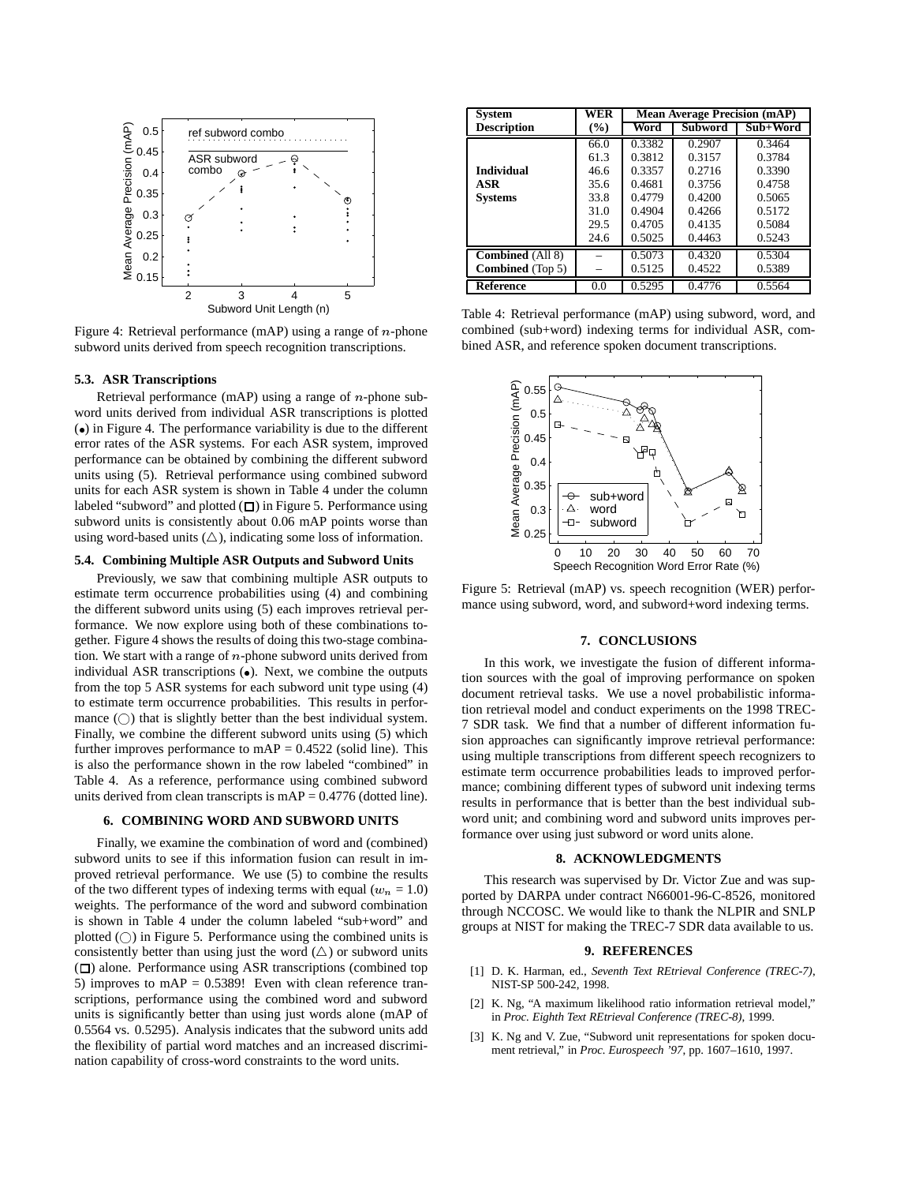Mean Average Precision (mAP)

0.5
0.45
0.4
0.35
0.3
0.25
0.2
0.15

ref subword combo

ASR subword combo

2 3 4 5

Subword Unit Length (n)

Figure 4: Retrieval performance (mAP) using a range of $n$-phone subword units derived from speech recognition transcriptions.

### 5.3. ASR Transcriptions

Retrieval performance (mAP) using a range of $n$-phone subword units derived from individual ASR transcriptions is plotted (•) in Figure 4. The performance variability is due to the different error rates of the ASR systems. For each ASR system, improved performance can be obtained by combining the different subword units using (5). Retrieval performance using combined subword units for each ASR system is shown in Table 4 under the column labeled "subword" and plotted (□) in Figure 5. Performance using subword units is consistently about 0.06 mAP points worse than using word-based units (△), indicating some loss of information.

### 5.4. Combining Multiple ASR Outputs and Subword Units

Previously, we saw that combining multiple ASR outputs to estimate term occurrence probabilities using (4) and combining the different subword units using (5) each improves retrieval performance. We now explore using both of these combinations together. Figure 4 shows the results of doing this two-stage combination. We start with a range of $n$-phone subword units derived from individual ASR transcriptions (•). Next, we combine the outputs from the top 5 ASR systems for each subword unit type using (4) to estimate term occurrence probabilities. This results in performance (○) that is slightly better than the best individual system. Finally, we combine the different subword units using (5) which further improves performance to mAP = 0.4522 (solid line). This is also the performance shown in the row labeled "combined" in Table 4. As a reference, performance using combined subword units derived from clean transcripts is mAP = 0.4776 (dotted line).

## 6. COMBINING WORD AND SUBWORD UNITS

Finally, we examine the combination of word and (combined) subword units to see if this information fusion can result in improved retrieval performance. We use (5) to combine the results of the two different types of indexing terms with equal ($w_n$ = 1.0) weights. The performance of the word and subword combination is shown in Table 4 under the column labeled "sub+word" and plotted (○) in Figure 5. Performance using the combined units is consistently better than using just the word (△) or subword units (□) alone. Performance using ASR transcriptions (combined top 5) improves to mAP = 0.5389! Even with clean reference transcriptions, performance using the combined word and subword units is significantly better than using just words alone (mAP of 0.5564 vs. 0.5295). Analysis indicates that the subword units add the flexibility of partial word matches and an increased discrimination capability of cross-word constraints to the word units.

| System Description | WER (%) | Mean Average Precision (mAP) | | |
|---|---|---|---|---|
| | | Word | Subword | Sub+Word |
| Individual ASR Systems | 66.0 | 0.3382 | 0.2907 | 0.3464 |
| | 61.3 | 0.3812 | 0.3157 | 0.3784 |
| | 46.6 | 0.3357 | 0.2716 | 0.3390 |
| | 35.6 | 0.4681 | 0.3756 | 0.4758 |
| | 33.8 | 0.4779 | 0.4200 | 0.5065 |
| | 31.0 | 0.4904 | 0.4266 | 0.5172 |
| | 29.5 | 0.4705 | 0.4135 | 0.5084 |
| | 24.6 | 0.5025 | 0.4463 | 0.5243 |
| **Combined** (All 8) | – | 0.5073 | 0.4320 | 0.5304 |
| **Combined** (Top 5) | – | 0.5125 | 0.4522 | 0.5389 |
| **Reference** | 0.0 | 0.5295 | 0.4776 | 0.5564 |

Table 4: Retrieval performance (mAP) using subword, word, and combined (sub+word) indexing terms for individual ASR, combined ASR, and reference spoken document transcriptions.

Mean Average Precision (mAP)

0.55
0.5
0.45
0.4
0.35
0.3
0.25

sub+word
word
subword

0 10 20 30 40 50 60 70

Speech Recognition Word Error Rate (%)

Figure 5: Retrieval (mAP) vs. speech recognition (WER) performance using subword, word, and subword+word indexing terms.

## 7. CONCLUSIONS

In this work, we investigate the fusion of different information sources with the goal of improving performance on spoken document information retrieval tasks. We use a novel probabilistic information retrieval model and conduct experiments on the 1998 TREC-7 SDR task. We find that a number of different information fusion approaches can significantly improve retrieval performance: using multiple transcriptions from different speech recognizers to estimate term occurrence probabilities leads to improved performance; combining different types of subword unit indexing terms results in performance that is better than the best individual subword unit; and combining word and subword units improves performance over using just subword or word units alone.

## 8. ACKNOWLEDGMENTS

This research was supervised by Dr. Victor Zue and was supported by DARPA under contract N66001-96-C-8526, monitored through NCCOSC. We would like to thank the NLPIR and SNLP groups at NIST for making the TREC-7 SDR data available to us.

## 9. REFERENCES

[1] D. K. Harman, ed., *Seventh Text REtrieval Conference (TREC-7)*, NIST-SP 500-242, 1998.

[2] K. Ng, "A maximum likelihood ratio information retrieval model," in *Proc. Eighth Text REtrieval Conference (TREC-8)*, 1999.

[3] K. Ng and V. Zue, "Subword unit representations for spoken document retrieval," in *Proc. Eurospeech '97*, pp. 1607–1610, 1997.